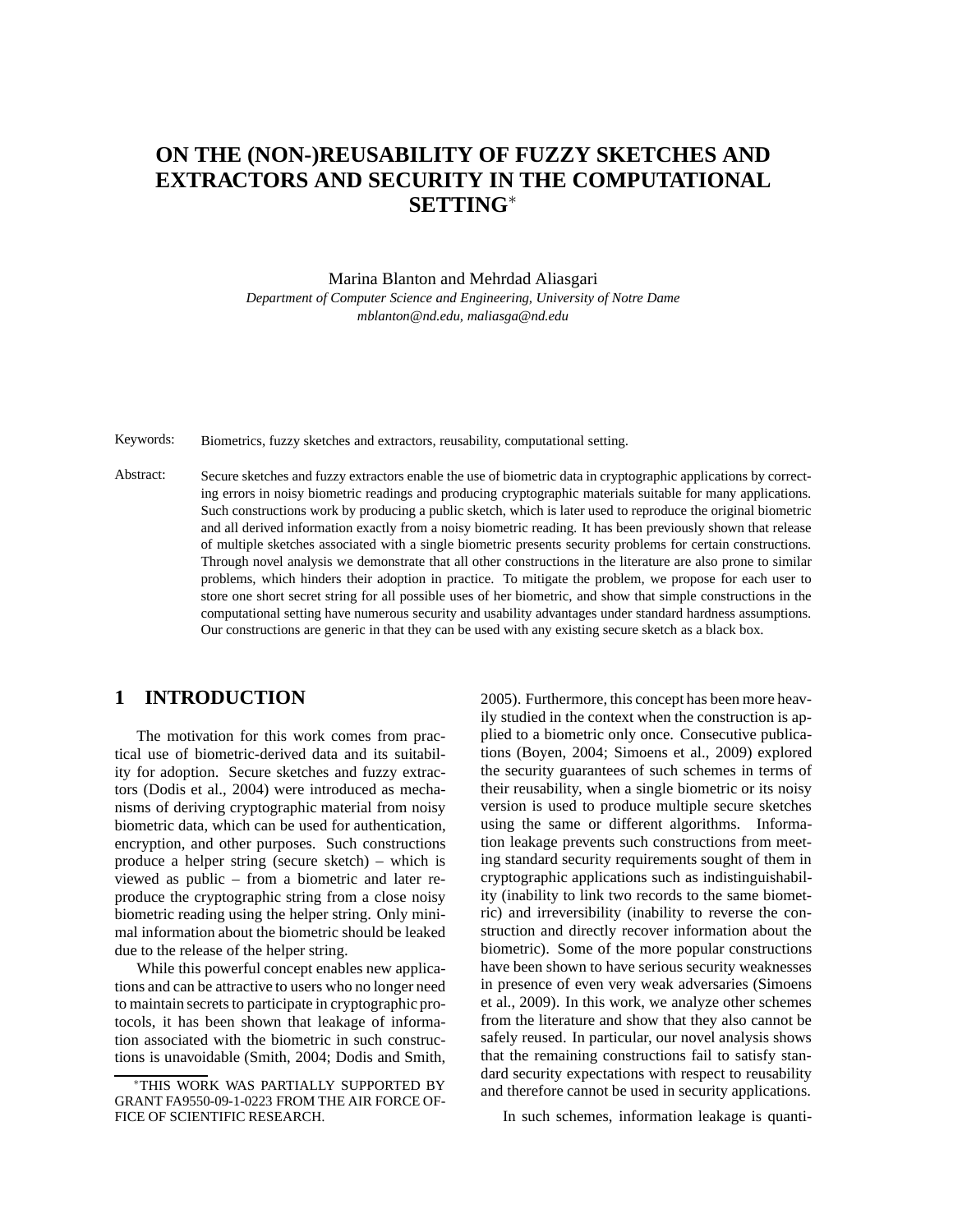# ON THE (NON-)REUSABILITY OF FUZZY SKETCHES AND EXTRACTORS AND SECURITY IN THE COMPUTATIONAL SETTING*

Marina Blanton and Mehrdad Aliasgari

*Department of Computer Science and Engineering, University of Notre Dame*
*mblanton@nd.edu, maliasga@nd.edu*

Keywords: Biometrics, fuzzy sketches and extractors, reusability, computational setting.

Abstract: Secure sketches and fuzzy extractors enable the use of biometric data in cryptographic applications by correcting errors in noisy biometric readings and producing cryptographic materials suitable for many applications. Such constructions work by producing a public sketch, which is later used to reproduce the original biometric and all derived information exactly from a noisy biometric reading. It has been previously shown that release of multiple sketches associated with a single biometric presents security problems for certain constructions. Through novel analysis we demonstrate that all other constructions in the literature are also prone to similar problems, which hinders their adoption in practice. To mitigate the problem, we propose for each user to store one short secret string for all possible uses of her biometric, and show that simple constructions in the computational setting have numerous security and usability advantages under standard hardness assumptions. Our constructions are generic in that they can be used with any existing secure sketch as a black box.

## 1 INTRODUCTION

The motivation for this work comes from practical use of biometric-derived data and its suitability for adoption. Secure sketches and fuzzy extractors (Dodis et al., 2004) were introduced as mechanisms of deriving cryptographic material from noisy biometric data, which can be used for authentication, encryption, and other purposes. Such constructions produce a helper string (secure sketch) – which is viewed as public – from a biometric and later reproduce the cryptographic string from a close noisy biometric reading using the helper string. Only minimal information about the biometric should be leaked due to the release of the helper string.

While this powerful concept enables new applications and can be attractive to users who no longer need to maintain secrets to participate in cryptographic protocols, it has been shown that leakage of information associated with the biometric in such constructions is unavoidable (Smith, 2004; Dodis and Smith, 2005). Furthermore, this concept has been more heavily studied in the context when the construction is applied to a biometric only once. Consecutive publications (Boyen, 2004; Simoens et al., 2009) explored the security guarantees of such schemes in terms of their reusability, when a single biometric or its noisy version is used to produce multiple secure sketches using the same or different algorithms. Information leakage prevents such constructions from meeting standard security requirements sought of them in cryptographic applications such as indistinguishability (inability to link two records to the same biometric) and irreversibility (inability to reverse the construction and directly recover information about the biometric). Some of the more popular constructions have been shown to have serious security weaknesses in presence of even very weak adversaries (Simoens et al., 2009). In this work, we analyze other schemes from the literature and show that they also cannot be safely reused. In particular, our novel analysis shows that the remaining constructions fail to satisfy standard security expectations with respect to reusability and therefore cannot be used in security applications.

In such schemes, information leakage is quanti-

*THIS WORK WAS PARTIALLY SUPPORTED BY GRANT FA9550-09-1-0223 FROM THE AIR FORCE OFFICE OF SCIENTIFIC RESEARCH.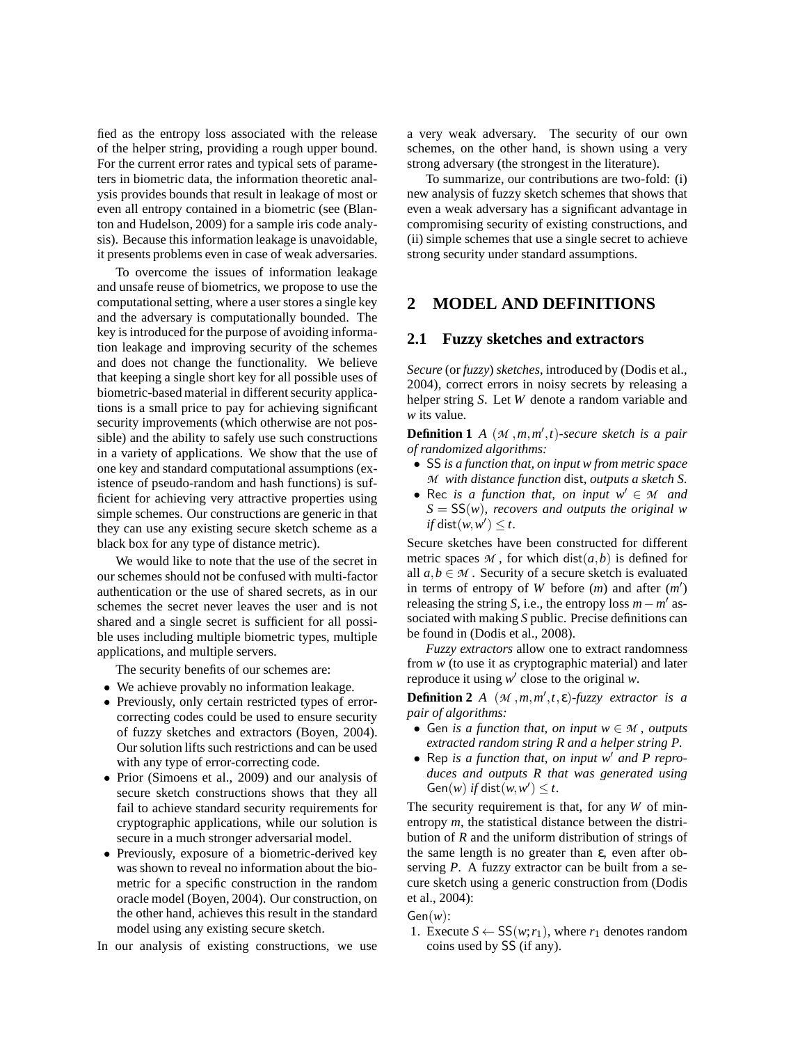fied as the entropy loss associated with the release of the helper string, providing a rough upper bound. For the current error rates and typical sets of parameters in biometric data, the information theoretic analysis provides bounds that result in leakage of most or even all entropy contained in a biometric (see (Blanton and Hudelson, 2009) for a sample iris code analysis). Because this information leakage is unavoidable, it presents problems even in case of weak adversaries.

To overcome the issues of information leakage and unsafe reuse of biometrics, we propose to use the computational setting, where a user stores a single key and the adversary is computationally bounded. The key is introduced for the purpose of avoiding information leakage and improving security of the schemes and does not change the functionality. We believe that keeping a single short key for all possible uses of biometric-based material in different security applications is a small price to pay for achieving significant security improvements (which otherwise are not possible) and the ability to safely use such constructions in a variety of applications. We show that the use of one key and standard computational assumptions (existence of pseudo-random and hash functions) is sufficient for achieving very attractive properties using simple schemes. Our constructions are generic in that they can use any existing secure sketch scheme as a black box for any type of distance metric).

We would like to note that the use of the secret in our schemes should not be confused with multi-factor authentication or the use of shared secrets, as in our schemes the secret never leaves the user and is not shared and a single secret is sufficient for all possible uses including multiple biometric types, multiple applications, and multiple servers.

The security benefits of our schemes are:

- We achieve provably no information leakage.
- Previously, only certain restricted types of error-correcting codes could be used to ensure security of fuzzy sketches and extractors (Boyen, 2004). Our solution lifts such restrictions and can be used with any type of error-correcting code.
- Prior (Simoens et al., 2009) and our analysis of secure sketch constructions shows that they all fail to achieve standard security requirements for cryptographic applications, while our solution is secure in a much stronger adversarial model.
- Previously, exposure of a biometric-derived key was shown to reveal no information about the biometric for a specific construction in the random oracle model (Boyen, 2004). Our construction, on the other hand, achieves this result in the standard model using any existing secure sketch.

In our analysis of existing constructions, we use a very weak adversary. The security of our own schemes, on the other hand, is shown using a very strong adversary (the strongest in the literature).

To summarize, our contributions are two-fold: (i) new analysis of fuzzy sketch schemes that shows that even a weak adversary has a significant advantage in compromising security of existing constructions, and (ii) simple schemes that use a single secret to achieve strong security under standard assumptions.

## 2 MODEL AND DEFINITIONS

### 2.1 Fuzzy sketches and extractors

*Secure* (or *fuzzy*) *sketches*, introduced by (Dodis et al., 2004), correct errors in noisy secrets by releasing a helper string $S$. Let $W$ denote a random variable and $w$ its value.

**Definition 1** *A* $(\mathcal{M}, m, m', t)$*-secure sketch is a pair of randomized algorithms:*

- $\mathsf{SS}$ *is a function that, on input* $w$ *from metric space* $\mathcal{M}$ *with distance function* $\mathsf{dist}$*, outputs a sketch* $S$*.*
- $\mathsf{Rec}$ *is a function that, on input* $w' \in \mathcal{M}$ *and* $S = \mathsf{SS}(w)$*, recovers and outputs the original* $w$ *if* $\mathsf{dist}(w, w') \leq t$*.*

Secure sketches have been constructed for different metric spaces $\mathcal{M}$, for which $\mathsf{dist}(a,b)$ is defined for all $a, b \in \mathcal{M}$. Security of a secure sketch is evaluated in terms of entropy of $W$ before ($m$) and after ($m'$) releasing the string $S$, i.e., the entropy loss $m - m'$ associated with making $S$ public. Precise definitions can be found in (Dodis et al., 2008).

*Fuzzy extractors* allow one to extract randomness from $w$ (to use it as cryptographic material) and later reproduce it using $w'$ close to the original $w$.

**Definition 2** *A* $(\mathcal{M}, m, m', t, \varepsilon)$*-fuzzy extractor is a pair of algorithms:*

- $\mathsf{Gen}$ *is a function that, on input* $w \in \mathcal{M}$*, outputs extracted random string* $R$ *and a helper string* $P$*.*
- $\mathsf{Rep}$ *is a function that, on input* $w'$ *and* $P$ *reproduces and outputs* $R$ *that was generated using* $\mathsf{Gen}(w)$ *if* $\mathsf{dist}(w, w') \leq t$*.*

The security requirement is that, for any $W$ of min-entropy $m$, the statistical distance between the distribution of $R$ and the uniform distribution of strings of the same length is no greater than $\varepsilon$, even after observing $P$. A fuzzy extractor can be built from a secure sketch using a generic construction from (Dodis et al., 2004):

$\mathsf{Gen}(w)$:

1. Execute $S \leftarrow \mathsf{SS}(w; r_1)$, where $r_1$ denotes random coins used by $\mathsf{SS}$ (if any).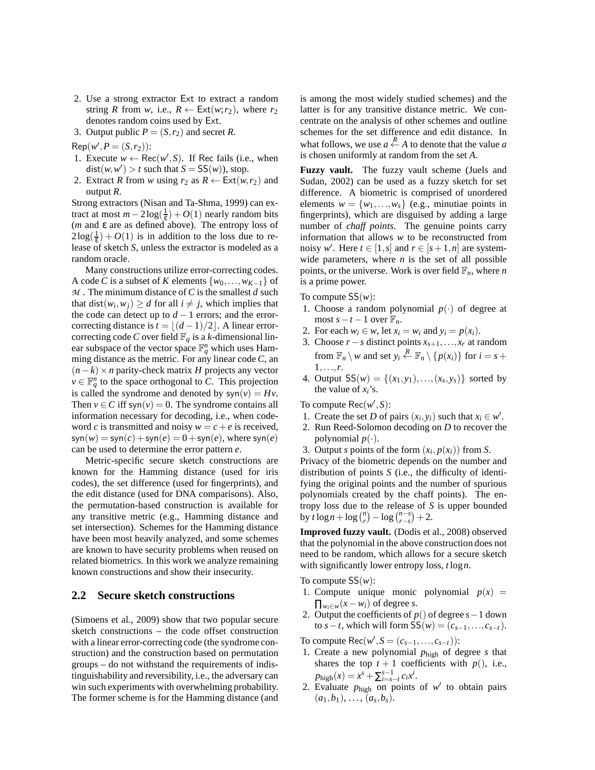2. Use a strong extractor $\mathsf{Ext}$ to extract a random string $R$ from $w$, i.e., $R \leftarrow \mathsf{Ext}(w; r_2)$, where $r_2$ denotes random coins used by $\mathsf{Ext}$.
3. Output public $P = (S, r_2)$ and secret $R$.

$\mathsf{Rep}(w', P = (S, r_2))$:

1. Execute $w \leftarrow \mathsf{Rec}(w', S)$. If $\mathsf{Rec}$ fails (i.e., when $\mathsf{dist}(w, w') > t$ such that $S = \mathsf{SS}(w)$), stop.
2. Extract $R$ from $w$ using $r_2$ as $R \leftarrow \mathsf{Ext}(w, r_2)$ and output $R$.

Strong extractors (Nisan and Ta-Shma, 1999) can extract at most $m - 2\log(\frac{1}{\varepsilon}) + O(1)$ nearly random bits ($m$ and $\varepsilon$ are as defined above). The entropy loss of $2\log(\frac{1}{\varepsilon}) + O(1)$ is in addition to the loss due to release of sketch $S$, unless the extractor is modeled as a random oracle.

Many constructions utilize error-correcting codes. A code $C$ is a subset of $K$ elements $\{w_0, \ldots, w_{K-1}\}$ of $\mathcal{M}$. The minimum distance of $C$ is the smallest $d$ such that $\mathsf{dist}(w_i, w_j) \geq d$ for all $i \neq j$, which implies that the code can detect up to $d-1$ errors; and the error-correcting distance is $t = \lfloor (d-1)/2 \rfloor$. A linear error-correcting code $C$ over field $\mathbb{F}_q$ is a $k$-dimensional linear subspace of the vector space $\mathbb{F}_q^n$ which uses Hamming distance as the metric. For any linear code $C$, an $(n-k) \times n$ parity-check matrix $H$ projects any vector $v \in \mathbb{F}_q^n$ to the space orthogonal to $C$. This projection is called the syndrome and denoted by $\mathsf{syn}(v) = Hv$. Then $v \in C$ iff $\mathsf{syn}(v) = 0$. The syndrome contains all information necessary for decoding, i.e., when codeword $c$ is transmitted and noisy $w = c + e$ is received, $\mathsf{syn}(w) = \mathsf{syn}(c) + \mathsf{syn}(e) = 0 + \mathsf{syn}(e)$, where $\mathsf{syn}(e)$ can be used to determine the error pattern $e$.

Metric-specific secure sketch constructions are known for the Hamming distance (used for iris codes), the set difference (used for fingerprints), and the edit distance (used for DNA comparisons). Also, the permutation-based construction is available for any transitive metric (e.g., Hamming distance and set intersection). Schemes for the Hamming distance have been most heavily analyzed, and some schemes are known to have security problems when reused on related biometrics. In this work we analyze remaining known constructions and show their insecurity.

## 2.2 Secure sketch constructions

(Simoens et al., 2009) show that two popular secure sketch constructions – the code offset construction with a linear error-correcting code (the syndrome construction) and the construction based on permutation groups – do not withstand the requirements of indistinguishability and reversibility, i.e., the adversary can win such experiments with overwhelming probability. The former scheme is for the Hamming distance (and is among the most widely studied schemes) and the latter is for any transitive distance metric. We concentrate on the analysis of other schemes and outline schemes for the set difference and edit distance. In what follows, we use $a \stackrel{R}{\leftarrow} A$ to denote that the value $a$ is chosen uniformly at random from the set $A$.

**Fuzzy vault.** The fuzzy vault scheme (Juels and Sudan, 2002) can be used as a fuzzy sketch for set difference. A biometric is comprised of unordered elements $w = \{w_1, \ldots, w_s\}$ (e.g., minutiae points in fingerprints), which are disguised by adding a large number of *chaff points*. The genuine points carry information that allows $w$ to be reconstructed from noisy $w'$. Here $t \in [1, s]$ and $r \in [s+1, n]$ are system-wide parameters, where $n$ is the set of all possible points, or the universe. Work is over field $\mathbb{F}_n$, where $n$ is a prime power.

To compute $\mathsf{SS}(w)$:

1. Choose a random polynomial $p(\cdot)$ of degree at most $s-t-1$ over $\mathbb{F}_n$.
2. For each $w_i \in w$, let $x_i = w_i$ and $y_i = p(x_i)$.
3. Choose $r-s$ distinct points $x_{s+1}, \ldots, x_r$ at random from $\mathbb{F}_n \setminus w$ and set $y_i \stackrel{R}{\leftarrow} \mathbb{F}_n \setminus \{p(x_i)\}$ for $i = s+1, \ldots, r$.
4. Output $\mathsf{SS}(w) = \{(x_1, y_1), \ldots, (x_s, y_s)\}$ sorted by the value of $x_i$'s.

To compute $\mathsf{Rec}(w', S)$:

1. Create the set $D$ of pairs $(x_i, y_i)$ such that $x_i \in w'$.
2. Run Reed-Solomon decoding on $D$ to recover the polynomial $p(\cdot)$.
3. Output $s$ points of the form $(x_i, p(x_i))$ from $S$.

Privacy of the biometric depends on the number and distribution of points $S$ (i.e., the difficulty of identifying the original points and the number of spurious polynomials created by the chaff points). The entropy loss due to the release of $S$ is upper bounded by $t \log n + \log \binom{n}{r} - \log \binom{n-s}{r-s} + 2$.

**Improved fuzzy vault.** (Dodis et al., 2008) observed that the polynomial in the above construction does not need to be random, which allows for a secure sketch with significantly lower entropy loss, $t \log n$.

To compute $\mathsf{SS}(w)$:

1. Compute unique monic polynomial $p(x) = \prod_{w_i \in w}(x - w_i)$ of degree $s$.
2. Output the coefficients of $p()$ of degree $s-1$ down to $s-t$, which will form $\mathsf{SS}(w) = (c_{s-1}, \ldots, c_{s-t})$.

To compute $\mathsf{Rec}(w', S = (c_{s-1}, \ldots, c_{s-t}))$:

1. Create a new polynomial $p_{\text{high}}$ of degree $s$ that shares the top $t+1$ coefficients with $p()$, i.e., $p_{\text{high}}(x) = x^s + \sum_{i=s-t}^{s-1} c_i x^i$.
2. Evaluate $p_{\text{high}}$ on points of $w'$ to obtain pairs $(a_1, b_1), \ldots, (a_s, b_s)$.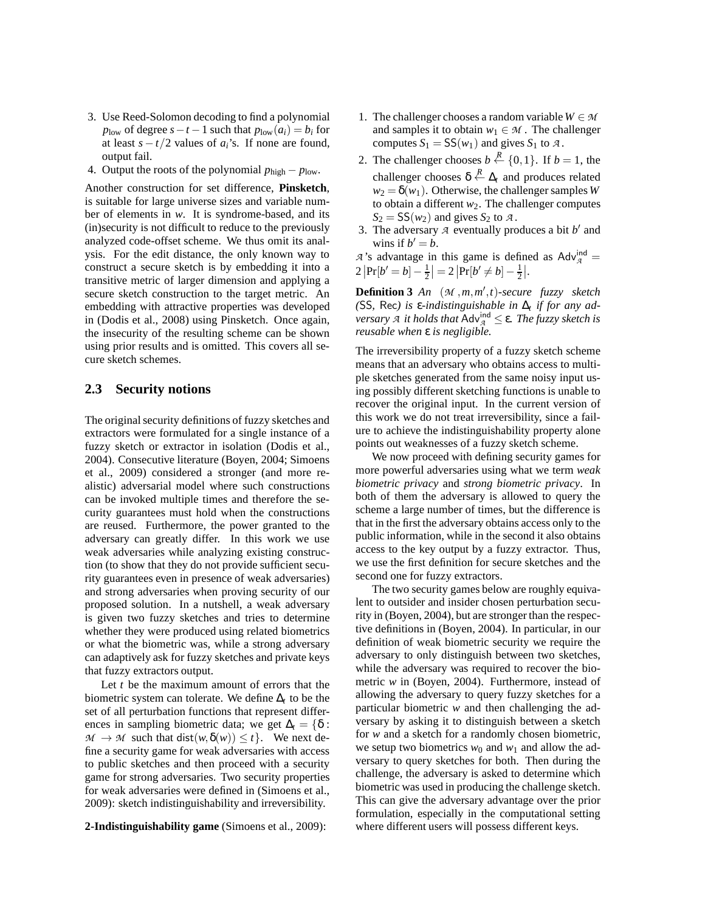3. Use Reed-Solomon decoding to find a polynomial $p_{\text{low}}$ of degree $s-t-1$ such that $p_{\text{low}}(a_i) = b_i$ for at least $s-t/2$ values of $a_i$'s. If none are found, output fail.
4. Output the roots of the polynomial $p_{\text{high}} - p_{\text{low}}$.

Another construction for set difference, **Pinsketch**, is suitable for large universe sizes and variable number of elements in $w$. It is syndrome-based, and its (in)security is not difficult to reduce to the previously analyzed code-offset scheme. We thus omit its analysis. For the edit distance, the only known way to construct a secure sketch is by embedding it into a transitive metric of larger dimension and applying a secure sketch construction to the target metric. An embedding with attractive properties was developed in (Dodis et al., 2008) using Pinsketch. Once again, the insecurity of the resulting scheme can be shown using prior results and is omitted. This covers all secure sketch schemes.

## 2.3 Security notions

The original security definitions of fuzzy sketches and extractors were formulated for a single instance of a fuzzy sketch or extractor in isolation (Dodis et al., 2004). Consecutive literature (Boyen, 2004; Simoens et al., 2009) considered a stronger (and more realistic) adversarial model where such constructions can be invoked multiple times and therefore the security guarantees must hold when the constructions are reused. Furthermore, the power granted to the adversary can greatly differ. In this work we use weak adversaries while analyzing existing construction (to show that they do not provide sufficient security guarantees even in presence of weak adversaries) and strong adversaries when proving security of our proposed solution. In a nutshell, a weak adversary is given two fuzzy sketches and tries to determine whether they were produced using related biometrics or what the biometric was, while a strong adversary can adaptively ask for fuzzy sketches and private keys that fuzzy extractors output.

Let $t$ be the maximum amount of errors that the biometric system can tolerate. We define $\Delta_t$ to be the set of all perturbation functions that represent differences in sampling biometric data; we get $\Delta_t = \{\delta : \mathcal{M} \to \mathcal{M}$ such that $\mathsf{dist}(w, \delta(w)) \le t\}$. We next define a security game for weak adversaries with access to public sketches and then proceed with a security game for strong adversaries. Two security properties for weak adversaries were defined in (Simoens et al., 2009): sketch indistinguishability and irreversibility.

**2-Indistinguishability game** (Simoens et al., 2009):

1. The challenger chooses a random variable $W \in \mathcal{M}$ and samples it to obtain $w_1 \in \mathcal{M}$. The challenger computes $S_1 = \mathsf{SS}(w_1)$ and gives $S_1$ to $\mathcal{A}$.
2. The challenger chooses $b \stackrel{R}{\leftarrow} \{0,1\}$. If $b = 1$, the challenger chooses $\delta \stackrel{R}{\leftarrow} \Delta_t$ and produces related $w_2 = \delta(w_1)$. Otherwise, the challenger samples $W$ to obtain a different $w_2$. The challenger computes $S_2 = \mathsf{SS}(w_2)$ and gives $S_2$ to $\mathcal{A}$.
3. The adversary $\mathcal{A}$ eventually produces a bit $b'$ and wins if $b' = b$.

$\mathcal{A}$'s advantage in this game is defined as $\mathsf{Adv}^{\mathsf{ind}}_{\mathcal{A}} = 2\left|\Pr[b' = b] - \frac{1}{2}\right| = 2\left|\Pr[b' \ne b] - \frac{1}{2}\right|$.

**Definition 3** *An $(\mathcal{M}, m, m', t)$-secure fuzzy sketch $(\mathsf{SS}, \mathsf{Rec})$ is $\varepsilon$-indistinguishable in $\Delta_t$ if for any adversary $\mathcal{A}$ it holds that $\mathsf{Adv}^{\mathsf{ind}}_{\mathcal{A}} \le \varepsilon$. The fuzzy sketch is reusable when $\varepsilon$ is negligible.*

The irreversibility property of a fuzzy sketch scheme means that an adversary who obtains access to multiple sketches generated from the same noisy input using possibly different sketching functions is unable to recover the original input. In the current version of this work we do not treat irreversibility, since a failure to achieve the indistinguishability property alone points out weaknesses of a fuzzy sketch scheme.

We now proceed with defining security games for more powerful adversaries using what we term *weak biometric privacy* and *strong biometric privacy*. In both of them the adversary is allowed to query the scheme a large number of times, but the difference is that in the first the adversary obtains access only to the public information, while in the second it also obtains access to the key output by a fuzzy extractor. Thus, we use the first definition for secure sketches and the second one for fuzzy extractors.

The two security games below are roughly equivalent to outsider and insider chosen perturbation security in (Boyen, 2004), but are stronger than the respective definitions in (Boyen, 2004). In particular, in our definition of weak biometric security we require the adversary to only distinguish between two sketches, while the adversary was required to recover the biometric $w$ in (Boyen, 2004). Furthermore, instead of allowing the adversary to query fuzzy sketches for a particular biometric $w$ and then challenging the adversary by asking it to distinguish between a sketch for $w$ and a sketch for a randomly chosen biometric, we setup two biometrics $w_0$ and $w_1$ and allow the adversary to query sketches for both. Then during the challenge, the adversary is asked to determine which biometric was used in producing the challenge sketch. This can give the adversary advantage over the prior formulation, especially in the computational setting where different users will possess different keys.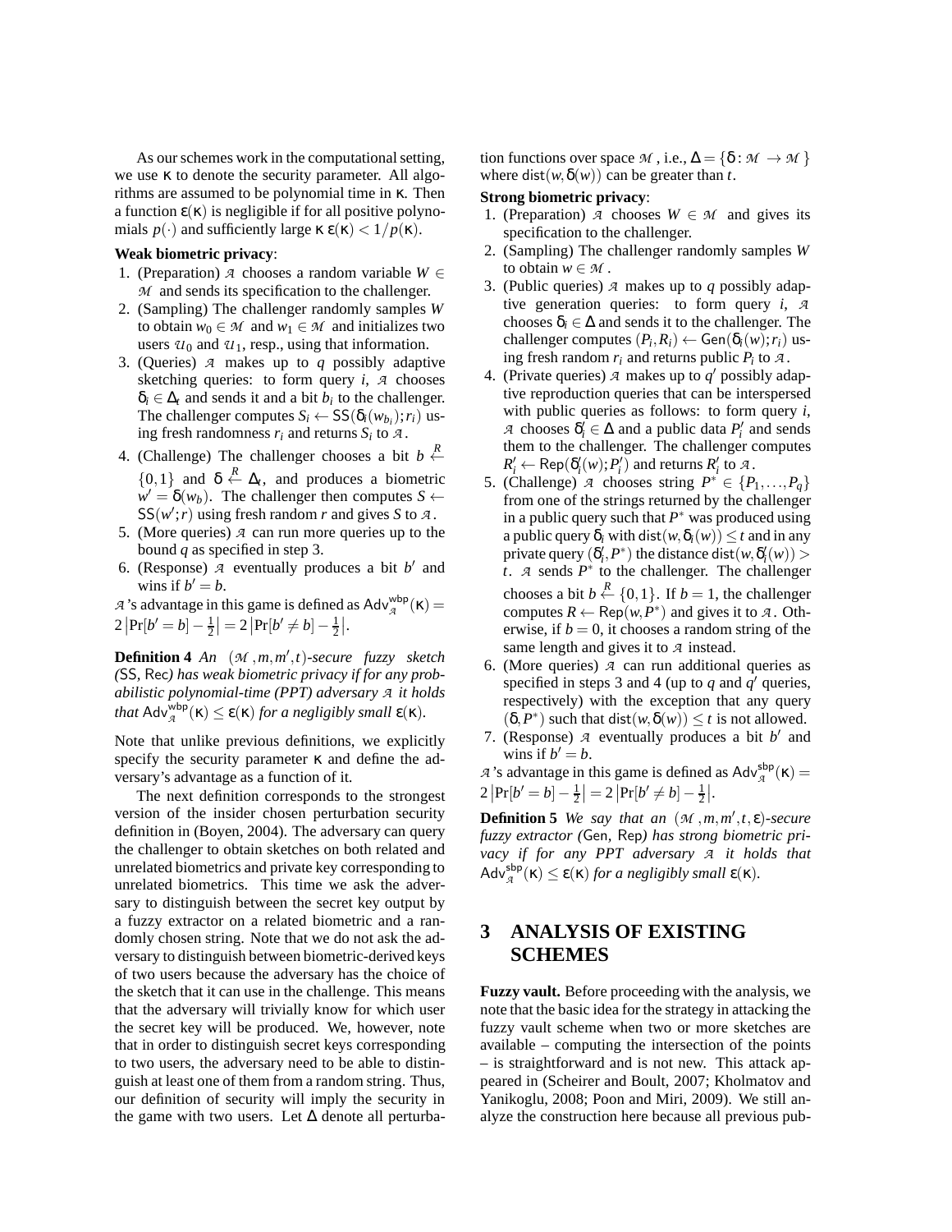As our schemes work in the computational setting, we use $\kappa$ to denote the security parameter. All algorithms are assumed to be polynomial time in $\kappa$. Then a function $\varepsilon(\kappa)$ is negligible if for all positive polynomials $p(\cdot)$ and sufficiently large $\kappa$ $\varepsilon(\kappa) < 1/p(\kappa)$.

**Weak biometric privacy**:

1. (Preparation) $\mathcal{A}$ chooses a random variable $W \in \mathcal{M}$ and sends its specification to the challenger.
2. (Sampling) The challenger randomly samples $W$ to obtain $w_0 \in \mathcal{M}$ and $w_1 \in \mathcal{M}$ and initializes two users $\mathcal{U}_0$ and $\mathcal{U}_1$, resp., using that information.
3. (Queries) $\mathcal{A}$ makes up to $q$ possibly adaptive sketching queries: to form query $i$, $\mathcal{A}$ chooses $\delta_i \in \Delta_t$ and sends it and a bit $b_i$ to the challenger. The challenger computes $S_i \leftarrow \mathsf{SS}(\delta_i(w_{b_i}); r_i)$ using fresh randomness $r_i$ and returns $S_i$ to $\mathcal{A}$.
4. (Challenge) The challenger chooses a bit $b \xleftarrow{R} \{0,1\}$ and $\delta \xleftarrow{R} \Delta_t$, and produces a biometric $w' = \delta(w_b)$. The challenger then computes $S \leftarrow \mathsf{SS}(w'; r)$ using fresh random $r$ and gives $S$ to $\mathcal{A}$.
5. (More queries) $\mathcal{A}$ can run more queries up to the bound $q$ as specified in step 3.
6. (Response) $\mathcal{A}$ eventually produces a bit $b'$ and wins if $b' = b$.

$\mathcal{A}$'s advantage in this game is defined as $\mathsf{Adv}^{\mathsf{wbp}}_{\mathcal{A}}(\kappa) = 2\left|\Pr[b' = b] - \frac{1}{2}\right| = 2\left|\Pr[b' \neq b] - \frac{1}{2}\right|$.

**Definition 4** *An $(\mathcal{M}, m, m', t)$-secure fuzzy sketch $(\mathsf{SS}, \mathsf{Rec})$ has weak biometric privacy if for any probabilistic polynomial-time (PPT) adversary $\mathcal{A}$ it holds that $\mathsf{Adv}^{\mathsf{wbp}}_{\mathcal{A}}(\kappa) \leq \varepsilon(\kappa)$ for a negligibly small $\varepsilon(\kappa)$.*

Note that unlike previous definitions, we explicitly specify the security parameter $\kappa$ and define the adversary's advantage as a function of it.

The next definition corresponds to the strongest version of the insider chosen perturbation security definition in (Boyen, 2004). The adversary can query the challenger to obtain sketches on both related and unrelated biometrics and private key corresponding to unrelated biometrics. This time we ask the adversary to distinguish between the secret key output by a fuzzy extractor on a related biometric and a randomly chosen string. Note that we do not ask the adversary to distinguish between biometric-derived keys of two users because the adversary has the choice of the sketch that it can use in the challenge. This means that the adversary will trivially know for which user the secret key will be produced. We, however, note that in order to distinguish secret keys corresponding to two users, the adversary need to be able to distinguish at least one of them from a random string. Thus, our definition of security will imply the security in the game with two users. Let $\Delta$ denote all perturbation functions over space $\mathcal{M}$, i.e., $\Delta = \{\delta : \mathcal{M} \to \mathcal{M}\}$ where $\mathsf{dist}(w, \delta(w))$ can be greater than $t$.

**Strong biometric privacy**:

1. (Preparation) $\mathcal{A}$ chooses $W \in \mathcal{M}$ and gives its specification to the challenger.
2. (Sampling) The challenger randomly samples $W$ to obtain $w \in \mathcal{M}$.
3. (Public queries) $\mathcal{A}$ makes up to $q$ possibly adaptive generation queries: to form query $i$, $\mathcal{A}$ chooses $\delta_i \in \Delta$ and sends it to the challenger. The challenger computes $(P_i, R_i) \leftarrow \mathsf{Gen}(\delta_i(w); r_i)$ using fresh random $r_i$ and returns public $P_i$ to $\mathcal{A}$.
4. (Private queries) $\mathcal{A}$ makes up to $q'$ possibly adaptive reproduction queries that can be interspersed with public queries as follows: to form query $i$, $\mathcal{A}$ chooses $\delta'_i \in \Delta$ and a public data $P'_i$ and sends them to the challenger. The challenger computes $R'_i \leftarrow \mathsf{Rep}(\delta'_i(w); P'_i)$ and returns $R'_i$ to $\mathcal{A}$.
5. (Challenge) $\mathcal{A}$ chooses string $P^* \in \{P_1, \ldots, P_q\}$ from one of the strings returned by the challenger in a public query such that $P^*$ was produced using a public query $\delta_i$ with $\mathsf{dist}(w, \delta_i(w)) \leq t$ and in any private query $(\delta'_i, P^*)$ the distance $\mathsf{dist}(w, \delta'_i(w)) > t$. $\mathcal{A}$ sends $P^*$ to the challenger. The challenger chooses a bit $b \xleftarrow{R} \{0,1\}$. If $b = 1$, the challenger computes $R \leftarrow \mathsf{Rep}(w, P^*)$ and gives it to $\mathcal{A}$. Otherwise, if $b = 0$, it chooses a random string of the same length and gives it to $\mathcal{A}$ instead.
6. (More queries) $\mathcal{A}$ can run additional queries as specified in steps 3 and 4 (up to $q$ and $q'$ queries, respectively) with the exception that any query $(\delta, P^*)$ such that $\mathsf{dist}(w, \delta(w)) \leq t$ is not allowed.
7. (Response) $\mathcal{A}$ eventually produces a bit $b'$ and wins if $b' = b$.

$\mathcal{A}$'s advantage in this game is defined as $\mathsf{Adv}^{\mathsf{sbp}}_{\mathcal{A}}(\kappa) = 2\left|\Pr[b' = b] - \frac{1}{2}\right| = 2\left|\Pr[b' \neq b] - \frac{1}{2}\right|$.

**Definition 5** *We say that an $(\mathcal{M}, m, m', t, \varepsilon)$-secure fuzzy extractor $(\mathsf{Gen}, \mathsf{Rep})$ has strong biometric privacy if for any PPT adversary $\mathcal{A}$ it holds that $\mathsf{Adv}^{\mathsf{sbp}}_{\mathcal{A}}(\kappa) \leq \varepsilon(\kappa)$ for a negligibly small $\varepsilon(\kappa)$.*

## 3 ANALYSIS OF EXISTING SCHEMES

**Fuzzy vault.** Before proceeding with the analysis, we note that the basic idea for the strategy in attacking the fuzzy vault scheme when two or more sketches are available – computing the intersection of the points – is straightforward and is not new. This attack appeared in (Scheirer and Boult, 2007; Kholmatov and Yanikoglu, 2008; Poon and Miri, 2009). We still analyze the construction here because all previous pub-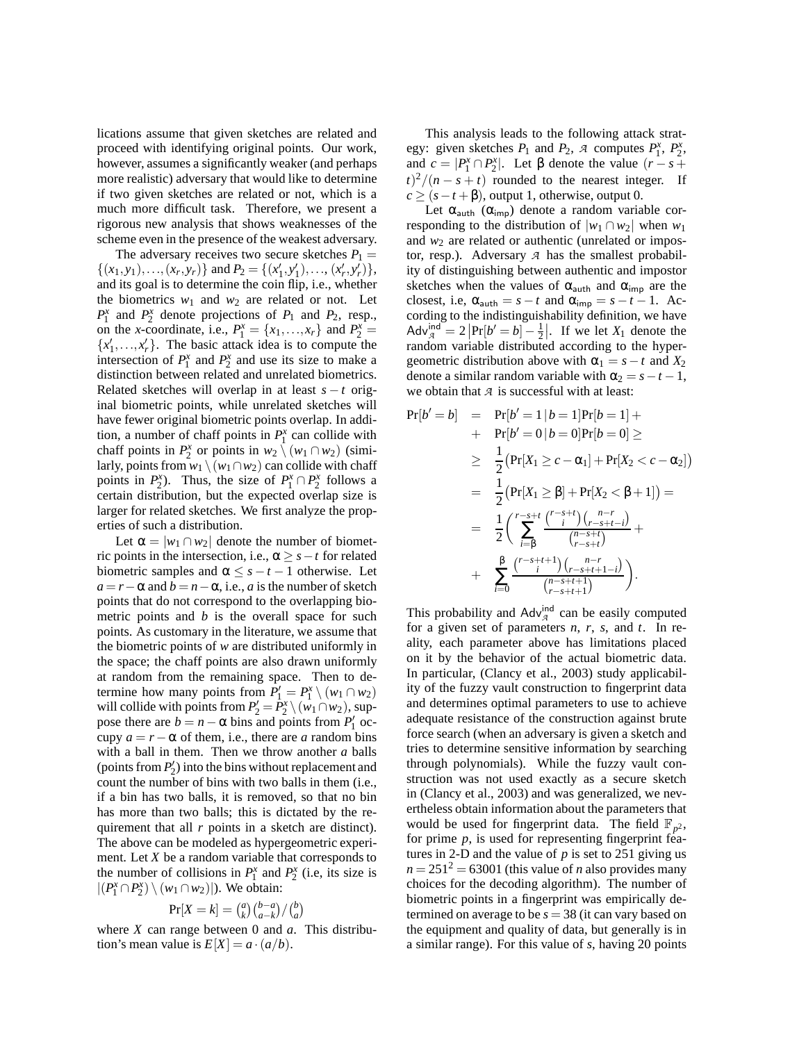lications assume that given sketches are related and proceed with identifying original points. Our work, however, assumes a significantly weaker (and perhaps more realistic) adversary that would like to determine if two given sketches are related or not, which is a much more difficult task. Therefore, we present a rigorous new analysis that shows weaknesses of the scheme even in the presence of the weakest adversary.

The adversary receives two secure sketches $P_1 = \{(x_1,y_1),\ldots,(x_r,y_r)\}$ and $P_2 = \{(x_1',y_1'),\ldots,(x_r',y_r')\}$, and its goal is to determine the coin flip, i.e., whether the biometrics $w_1$ and $w_2$ are related or not. Let $P_1^x$ and $P_2^x$ denote projections of $P_1$ and $P_2$, resp., on the $x$-coordinate, i.e., $P_1^x = \{x_1,\ldots,x_r\}$ and $P_2^x = \{x_1',\ldots,x_r'\}$. The basic attack idea is to compute the intersection of $P_1^x$ and $P_2^x$ and use its size to make a distinction between related and unrelated biometrics. Related sketches will overlap in at least $s-t$ original biometric points, while unrelated sketches will have fewer original biometric points overlap. In addition, a number of chaff points in $P_1^x$ can collide with chaff points in $P_2^x$ or points in $w_2 \setminus (w_1 \cap w_2)$ (similarly, points from $w_1 \setminus (w_1 \cap w_2)$ can collide with chaff points in $P_2^x$). Thus, the size of $P_1^x \cap P_2^x$ follows a certain distribution, but the expected overlap size is larger for related sketches. We first analyze the properties of such a distribution.

Let $\alpha = |w_1 \cap w_2|$ denote the number of biometric points in the intersection, i.e., $\alpha \geq s-t$ for related biometric samples and $\alpha \leq s-t-1$ otherwise. Let $a = r-\alpha$ and $b = n-\alpha$, i.e., $a$ is the number of sketch points that do not correspond to the overlapping biometric points and $b$ is the overall space for such points. As customary in the literature, we assume that the biometric points of $w$ are distributed uniformly in the space; the chaff points are also drawn uniformly at random from the remaining space. Then to determine how many points from $P_1' = P_1^x \setminus (w_1 \cap w_2)$ will collide with points from $P_2' = P_2^x \setminus (w_1 \cap w_2)$, suppose there are $b = n-\alpha$ bins and points from $P_1'$ occupy $a = r-\alpha$ of them, i.e., there are $a$ random bins with a ball in them. Then we throw another $a$ balls (points from $P_2'$) into the bins without replacement and count the number of bins with two balls in them (i.e., if a bin has two balls, it is removed, so that no bin has more than two balls; this is dictated by the requirement that all $r$ points in a sketch are distinct). The above can be modeled as hypergeometric experiment. Let $X$ be a random variable that corresponds to the number of collisions in $P_1^x$ and $P_2^x$ (i.e, its size is $|(P_1^x \cap P_2^x) \setminus (w_1 \cap w_2)|$). We obtain:

$$\Pr[X = k] = \binom{a}{k}\binom{b-a}{a-k}/\binom{b}{a}$$

where $X$ can range between 0 and $a$. This distribution's mean value is $E[X] = a \cdot (a/b)$.

This analysis leads to the following attack strategy: given sketches $P_1$ and $P_2$, $\mathcal{A}$ computes $P_1^x$, $P_2^x$, and $c = |P_1^x \cap P_2^x|$. Let $\beta$ denote the value $(r-s+t)^2/(n-s+t)$ rounded to the nearest integer. If $c \geq (s-t+\beta)$, output 1, otherwise, output 0.

Let $\alpha_{\mathsf{auth}}$ ($\alpha_{\mathsf{imp}}$) denote a random variable corresponding to the distribution of $|w_1 \cap w_2|$ when $w_1$ and $w_2$ are related or authentic (unrelated or impostor, resp.). Adversary $\mathcal{A}$ has the smallest probability of distinguishing between authentic and impostor sketches when the values of $\alpha_{\mathsf{auth}}$ and $\alpha_{\mathsf{imp}}$ are the closest, i.e, $\alpha_{\mathsf{auth}} = s-t$ and $\alpha_{\mathsf{imp}} = s-t-1$. According to the indistinguishability definition, we have $\mathsf{Adv}_{\mathcal{A}}^{\mathsf{ind}} = 2\left|\Pr[b' = b] - \frac{1}{2}\right|$. If we let $X_1$ denote the random variable distributed according to the hypergeometric distribution above with $\alpha_1 = s-t$ and $X_2$ denote a similar random variable with $\alpha_2 = s-t-1$, we obtain that $\mathcal{A}$ is successful with at least:

$$\begin{aligned}
\Pr[b' = b] &= \Pr[b' = 1 \,|\, b = 1]\Pr[b = 1] + \\
&+ \Pr[b' = 0 \,|\, b = 0]\Pr[b = 0] \geq \\
&\geq \frac{1}{2}\big(\Pr[X_1 \geq c - \alpha_1] + \Pr[X_2 < c - \alpha_2]\big) \\
&= \frac{1}{2}\big(\Pr[X_1 \geq \beta] + \Pr[X_2 < \beta + 1]\big) = \\
&= \frac{1}{2}\bigg(\sum_{i=\beta}^{r-s+t} \frac{\binom{r-s+t}{i}\binom{n-r}{r-s+t-i}}{\binom{n-s+t}{r-s+t}} + \\
&+ \sum_{i=0}^{\beta} \frac{\binom{r-s+t+1}{i}\binom{n-r}{r-s+t+1-i}}{\binom{n-s+t+1}{r-s+t+1}}\bigg).
\end{aligned}$$

This probability and $\mathsf{Adv}_{\mathcal{A}}^{\mathsf{ind}}$ can be easily computed for a given set of parameters $n$, $r$, $s$, and $t$. In reality, each parameter above has limitations placed on it by the behavior of the actual biometric data. In particular, (Clancy et al., 2003) study applicability of the fuzzy vault construction to fingerprint data and determines optimal parameters to use to achieve adequate resistance of the construction against brute force search (when an adversary is given a sketch and tries to determine sensitive information by searching through polynomials). While the fuzzy vault construction was not used exactly as a secure sketch in (Clancy et al., 2003) and was generalized, we nevertheless obtain information about the parameters that would be used for fingerprint data. The field $\mathbb{F}_{p^2}$, for prime $p$, is used for representing fingerprint features in 2-D and the value of $p$ is set to 251 giving us $n = 251^2 = 63001$ (this value of $n$ also provides many choices for the decoding algorithm). The number of biometric points in a fingerprint was empirically determined on average to be $s = 38$ (it can vary based on the equipment and quality of data, but generally is in a similar range). For this value of $s$, having 20 points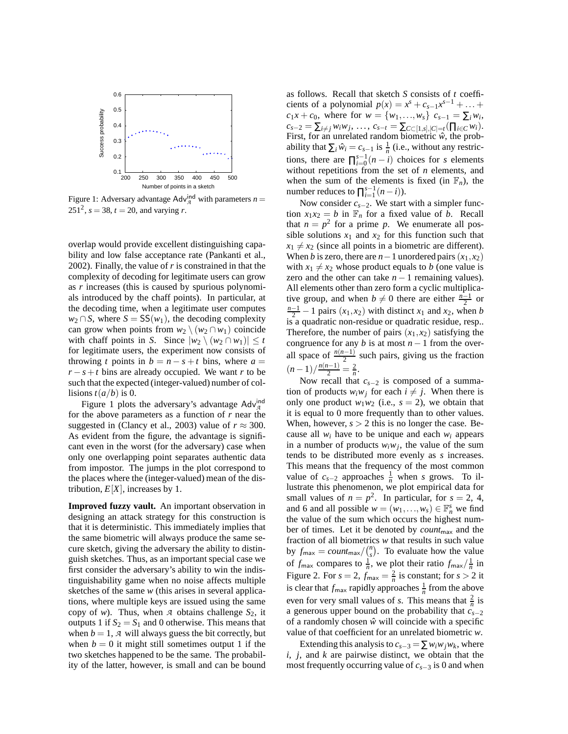Figure 1: Adversary advantage $\mathsf{Adv}_{\mathcal{A}}^{\mathsf{ind}}$ with parameters $n = 251^2$, $s = 38$, $t = 20$, and varying $r$.

overlap would provide excellent distinguishing capability and low false acceptance rate (Pankanti et al., 2002). Finally, the value of $r$ is constrained in that the complexity of decoding for legitimate users can grow as $r$ increases (this is caused by spurious polynomials introduced by the chaff points). In particular, at the decoding time, when a legitimate user computes $w_2 \cap S$, where $S = \mathsf{SS}(w_1)$, the decoding complexity can grow when points from $w_2 \setminus (w_2 \cap w_1)$ coincide with chaff points in $S$. Since $|w_2 \setminus (w_2 \cap w_1)| \leq t$ for legitimate users, the experiment now consists of throwing $t$ points in $b = n - s + t$ bins, where $a = r - s + t$ bins are already occupied. We want $r$ to be such that the expected (integer-valued) number of collisions $t(a/b)$ is 0.

Figure 1 plots the adversary's advantage $\mathsf{Adv}_{\mathcal{A}}^{\mathsf{ind}}$ for the above parameters as a function of $r$ near the suggested in (Clancy et al., 2003) value of $r \approx 300$. As evident from the figure, the advantage is significant even in the worst (for the adversary) case when only one overlapping point separates authentic data from impostor. The jumps in the plot correspond to the places where the (integer-valued) mean of the distribution, $E[X]$, increases by 1.

**Improved fuzzy vault.** An important observation in designing an attack strategy for this construction is that it is deterministic. This immediately implies that the same biometric will always produce the same secure sketch, giving the adversary the ability to distinguish sketches. Thus, as an important special case we first consider the adversary's ability to win the indistinguishability game when no noise affects multiple sketches of the same $w$ (this arises in several applications, where multiple keys are issued using the same copy of $w$). Thus, when $\mathcal{A}$ obtains challenge $S_2$, it outputs 1 if $S_2 = S_1$ and 0 otherwise. This means that when $b = 1$, $\mathcal{A}$ will always guess the bit correctly, but when $b = 0$ it might still sometimes output 1 if the two sketches happened to be the same. The probability of the latter, however, is small and can be bound as follows. Recall that sketch $S$ consists of $t$ coefficients of a polynomial $p(x) = x^s + c_{s-1}x^{s-1} + \ldots + c_1x + c_0$, where for $w = \{w_1, \ldots, w_s\}$ $c_{s-1} = \sum_i w_i$, $c_{s-2} = \sum_{i \neq j} w_iw_j$, $\ldots$, $c_{s-t} = \sum_{C \subset [1,s], |C| = t}(\prod_{i \in C} w_i)$. First, for an unrelated random biometric $\hat{w}$, the probability that $\sum_i \hat{w}_i = c_{s-1}$ is $\frac{1}{n}$ (i.e., without any restrictions, there are $\prod_{i=0}^{s-1}(n-i)$ choices for $s$ elements without repetitions from the set of $n$ elements, and when the sum of the elements is fixed (in $\mathbb{F}_n$), the number reduces to $\prod_{i=1}^{s-1}(n-i)$).

Now consider $c_{s-2}$. We start with a simpler function $x_1x_2 = b$ in $\mathbb{F}_n$ for a fixed value of $b$. Recall that $n = p^2$ for a prime $p$. We enumerate all possible solutions $x_1$ and $x_2$ for this function such that $x_1 \neq x_2$ (since all points in a biometric are different). When $b$ is zero, there are $n-1$ unordered pairs $(x_1, x_2)$ with $x_1 \neq x_2$ whose product equals to $b$ (one value is zero and the other can take $n-1$ remaining values). All elements other than zero form a cyclic multiplicative group, and when $b \neq 0$ there are either $\frac{n-1}{2}$ or $\frac{n-1}{2} - 1$ pairs $(x_1, x_2)$ with distinct $x_1$ and $x_2$, when $b$ is a quadratic non-residue or quadratic residue, resp.. Therefore, the number of pairs $(x_1, x_2)$ satisfying the congruence for any $b$ is at most $n-1$ from the overall space of $\frac{n(n-1)}{2}$ such pairs, giving us the fraction $(n-1)/\frac{n(n-1)}{2} = \frac{2}{n}$.

Now recall that $c_{s-2}$ is composed of a summation of products $w_iw_j$ for each $i \neq j$. When there is only one product $w_1w_2$ (i.e., $s = 2$), we obtain that it is equal to 0 more frequently than to other values. When, however, $s > 2$ this is no longer the case. Because all $w_i$ have to be unique and each $w_i$ appears in a number of products $w_iw_j$, the value of the sum tends to be distributed more evenly as $s$ increases. This means that the frequency of the most common value of $c_{s-2}$ approaches $\frac{1}{n}$ when $s$ grows. To illustrate this phenomenon, we plot empirical data for small values of $n = p^2$. In particular, for $s = 2$, 4, and 6 and all possible $w = (w_1, \ldots, w_s) \in \mathbb{F}_n^s$ we find the value of the sum which occurs the highest number of times. Let it be denoted by $count_{\mathsf{max}}$ and the fraction of all biometrics $w$ that results in such value by $f_{\mathsf{max}} = count_{\mathsf{max}}/\binom{n}{s}$. To evaluate how the value of $f_{\mathsf{max}}$ compares to $\frac{1}{n}$, we plot their ratio $f_{\mathsf{max}}/\frac{1}{n}$ in Figure 2. For $s = 2$, $f_{\mathsf{max}} = \frac{2}{n}$ is constant; for $s > 2$ it is clear that $f_{\mathsf{max}}$ rapidly approaches $\frac{1}{n}$ from the above even for very small values of $s$. This means that $\frac{2}{n}$ is a generous upper bound on the probability that $c_{s-2}$ of a randomly chosen $\hat{w}$ will coincide with a specific value of that coefficient for an unrelated biometric $w$.

Extending this analysis to $c_{s-3} = \sum w_iw_jw_k$, where $i$, $j$, and $k$ are pairwise distinct, we obtain that the most frequently occurring value of $c_{s-3}$ is 0 and when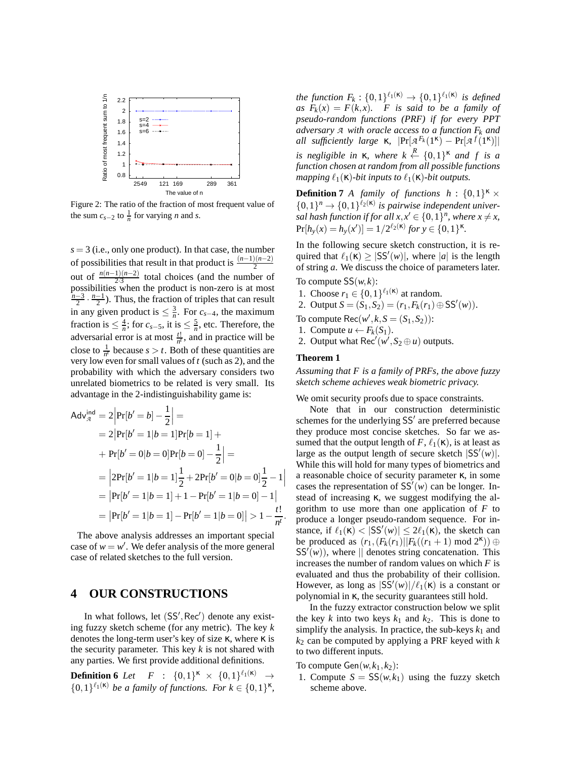Figure 2: The ratio of the fraction of most frequent value of the sum $c_{s-2}$ to $\frac{1}{n}$ for varying $n$ and $s$.

$s = 3$ (i.e., only one product). In that case, the number of possibilities that result in that product is $\frac{(n-1)(n-2)}{2}$ out of $\frac{n(n-1)(n-2)}{2\cdot 3}$ total choices (and the number of possibilities when the product is non-zero is at most $\frac{n-3}{2} \cdot \frac{n-1}{2}$). Thus, the fraction of triples that can result in any given product is $\leq \frac{3}{n}$. For $c_{s-4}$, the maximum fraction is $\leq \frac{4}{n}$; for $c_{s-5}$, it is $\leq \frac{5}{n}$, etc. Therefore, the adversarial error is at most $\frac{t!}{n^t}$, and in practice will be close to $\frac{1}{n^t}$ because $s > t$. Both of these quantities are very low even for small values of $t$ (such as 2), and the probability with which the adversary considers two unrelated biometrics to be related is very small. Its advantage in the 2-indistinguishability game is:

$$
\begin{aligned}
\mathsf{Adv}^{\mathsf{ind}}_{\mathcal{A}} &= 2\Big|\Pr[b' = b] - \frac{1}{2}\Big| = \\
&= 2\big|\Pr[b' = 1|b = 1]\Pr[b = 1] + \\
&+ \Pr[b' = 0|b = 0]\Pr[b = 0] - \frac{1}{2}\Big| = \\
&= \Big|2\Pr[b' = 1|b = 1]\frac{1}{2} + 2\Pr[b' = 0|b = 0]\frac{1}{2} - 1\Big| \\
&= \big|\Pr[b' = 1|b = 1] + 1 - \Pr[b' = 1|b = 0] - 1\big| \\
&= \big|\Pr[b' = 1|b = 1] - \Pr[b' = 1|b = 0]\big| > 1 - \frac{t!}{n^t}.
\end{aligned}
$$

The above analysis addresses an important special case of $w = w'$. We defer analysis of the more general case of related sketches to the full version.

# 4 OUR CONSTRUCTIONS

In what follows, let $(\mathsf{SS}', \mathsf{Rec}')$ denote any existing fuzzy sketch scheme (for any metric). The key $k$ denotes the long-term user's key of size $\kappa$, where $\kappa$ is the security parameter. This key $k$ is not shared with any parties. We first provide additional definitions.

**Definition 6** *Let $F : \{0,1\}^{\kappa} \times \{0,1\}^{\ell_1(\kappa)} \rightarrow \{0,1\}^{\ell_1(\kappa)}$ be a family of functions. For $k \in \{0,1\}^{\kappa}$, the function $F_k : \{0,1\}^{\ell_1(\kappa)} \rightarrow \{0,1\}^{\ell_1(\kappa)}$ is defined as $F_k(x) = F(k,x)$. $F$ is said to be a family of pseudo-random functions (PRF) if for every PPT adversary $\mathcal{A}$ with oracle access to a function $F_k$ and all sufficiently large $\kappa$, $|\Pr[\mathcal{A}^{F_k}(1^{\kappa}) - \Pr[\mathcal{A}^{f}(1^{\kappa})]|$ is negligible in $\kappa$, where $k \stackrel{R}{\leftarrow} \{0,1\}^{\kappa}$ and $f$ is a function chosen at random from all possible functions mapping $\ell_1(\kappa)$-bit inputs to $\ell_1(\kappa)$-bit outputs.*

**Definition 7** *A family of functions $h : \{0,1\}^{\kappa} \times \{0,1\}^{n} \rightarrow \{0,1\}^{\ell_2(\kappa)}$ is pairwise independent universal hash function if for all $x, x' \in \{0,1\}^n$, where $x \neq x$, $\Pr[h_y(x) = h_y(x')] = 1/2^{\ell_2(\kappa)}$ for $y \in \{0,1\}^{\kappa}$.*

In the following secure sketch construction, it is required that $\ell_1(\kappa) \geq |\mathsf{SS}'(w)|$, where $|a|$ is the length of string $a$. We discuss the choice of parameters later.

To compute $\mathsf{SS}(w,k)$:

1. Choose $r_1 \in \{0,1\}^{\ell_1(\kappa)}$ at random.
2. Output $S = (S_1, S_2) = (r_1, F_k(r_1) \oplus \mathsf{SS}'(w))$.

To compute $\mathsf{Rec}(w', k, S = (S_1, S_2))$:

1. Compute $u \leftarrow F_k(S_1)$.
2. Output what $\mathsf{Rec}'(w', S_2 \oplus u)$ outputs.

**Theorem 1**

*Assuming that $F$ is a family of PRFs, the above fuzzy sketch scheme achieves weak biometric privacy.*

We omit security proofs due to space constraints.

Note that in our construction deterministic schemes for the underlying $\mathsf{SS}'$ are preferred because they produce most concise sketches. So far we assumed that the output length of $F$, $\ell_1(\kappa)$, is at least as large as the output length of secure sketch $|\mathsf{SS}'(w)|$. While this will hold for many types of biometrics and a reasonable choice of security parameter $\kappa$, in some cases the representation of $\mathsf{SS}'(w)$ can be longer. Instead of increasing $\kappa$, we suggest modifying the algorithm to use more than one application of $F$ to produce a longer pseudo-random sequence. For instance, if $\ell_1(\kappa) < |\mathsf{SS}'(w)| \leq 2\ell_1(\kappa)$, the sketch can be produced as $(r_1, (F_k(r_1)||F_k((r_1+1) \bmod 2^{\kappa})) \oplus \mathsf{SS}'(w))$, where $||$ denotes string concatenation. This increases the number of random values on which $F$ is evaluated and thus the probability of their collision. However, as long as $|\mathsf{SS}'(w)|/\ell_1(\kappa)$ is a constant or polynomial in $\kappa$, the security guarantees still hold.

In the fuzzy extractor construction below we split the key $k$ into two keys $k_1$ and $k_2$. This is done to simplify the analysis. In practice, the sub-keys $k_1$ and $k_2$ can be computed by applying a PRF keyed with $k$ to two different inputs.

To compute $\mathsf{Gen}(w, k_1, k_2)$:

1. Compute $S = \mathsf{SS}(w, k_1)$ using the fuzzy sketch scheme above.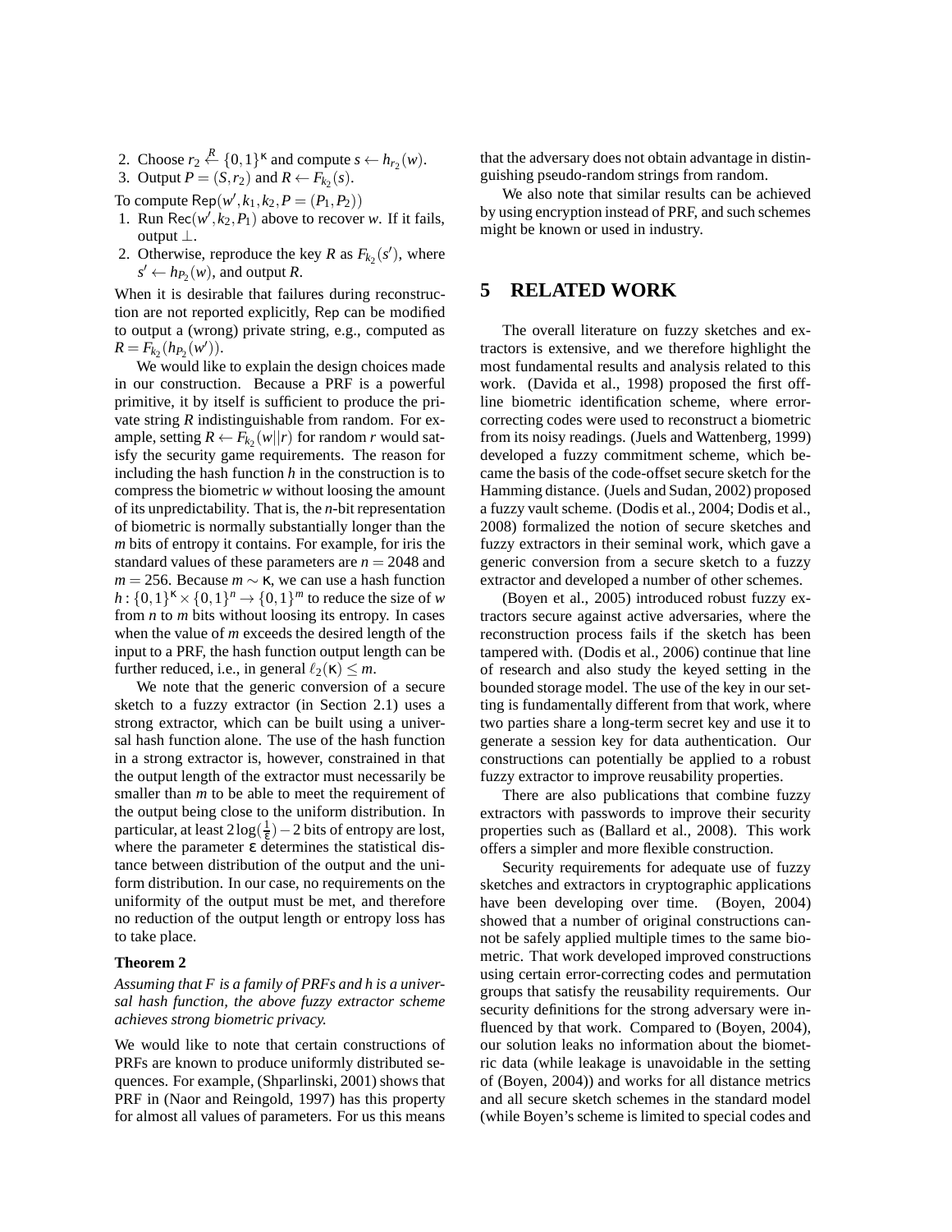2. Choose $r_2 \stackrel{R}{\leftarrow} \{0,1\}^\kappa$ and compute $s \leftarrow h_{r_2}(w)$.
3. Output $P = (S, r_2)$ and $R \leftarrow F_{k_2}(s)$.

To compute $\mathsf{Rep}(w', k_1, k_2, P = (P_1, P_2))$

1. Run $\mathsf{Rec}(w', k_2, P_1)$ above to recover $w$. If it fails, output $\perp$.
2. Otherwise, reproduce the key $R$ as $F_{k_2}(s')$, where $s' \leftarrow h_{P_2}(w)$, and output $R$.

When it is desirable that failures during reconstruction are not reported explicitly, Rep can be modified to output a (wrong) private string, e.g., computed as $R = F_{k_2}(h_{P_2}(w'))$.

We would like to explain the design choices made in our construction. Because a PRF is a powerful primitive, it by itself is sufficient to produce the private string $R$ indistinguishable from random. For example, setting $R \leftarrow F_{k_2}(w||r)$ for random $r$ would satisfy the security game requirements. The reason for including the hash function $h$ in the construction is to compress the biometric $w$ without loosing the amount of its unpredictability. That is, the $n$-bit representation of biometric is normally substantially longer than the $m$ bits of entropy it contains. For example, for iris the standard values of these parameters are $n = 2048$ and $m = 256$. Because $m \sim \kappa$, we can use a hash function $h : \{0,1\}^\kappa \times \{0,1\}^n \to \{0,1\}^m$ to reduce the size of $w$ from $n$ to $m$ bits without loosing its entropy. In cases when the value of $m$ exceeds the desired length of the input to a PRF, the hash function output length can be further reduced, i.e., in general $\ell_2(\kappa) \leq m$.

We note that the generic conversion of a secure sketch to a fuzzy extractor (in Section 2.1) uses a strong extractor, which can be built using a universal hash function alone. The use of the hash function in a strong extractor is, however, constrained in that the output length of the extractor must necessarily be smaller than $m$ to be able to meet the requirement of the output being close to the uniform distribution. In particular, at least $2\log(\frac{1}{\varepsilon}) - 2$ bits of entropy are lost, where the parameter $\varepsilon$ determines the statistical distance between distribution of the output and the uniform distribution. In our case, no requirements on the uniformity of the output must be met, and therefore no reduction of the output length or entropy loss has to take place.

**Theorem 2**

*Assuming that $F$ is a family of PRFs and $h$ is a universal hash function, the above fuzzy extractor scheme achieves strong biometric privacy.*

We would like to note that certain constructions of PRFs are known to produce uniformly distributed sequences. For example, (Shparlinski, 2001) shows that PRF in (Naor and Reingold, 1997) has this property for almost all values of parameters. For us this means that the adversary does not obtain advantage in distinguishing pseudo-random strings from random.

We also note that similar results can be achieved by using encryption instead of PRF, and such schemes might be known or used in industry.

## 5 RELATED WORK

The overall literature on fuzzy sketches and extractors is extensive, and we therefore highlight the most fundamental results and analysis related to this work. (Davida et al., 1998) proposed the first offline biometric identification scheme, where error-correcting codes were used to reconstruct a biometric from its noisy readings. (Juels and Wattenberg, 1999) developed a fuzzy commitment scheme, which became the basis of the code-offset secure sketch for the Hamming distance. (Juels and Sudan, 2002) proposed a fuzzy vault scheme. (Dodis et al., 2004; Dodis et al., 2008) formalized the notion of secure sketches and fuzzy extractors in their seminal work, which gave a generic conversion from a secure sketch to a fuzzy extractor and developed a number of other schemes.

(Boyen et al., 2005) introduced robust fuzzy extractors secure against active adversaries, where the reconstruction process fails if the sketch has been tampered with. (Dodis et al., 2006) continue that line of research and also study the keyed setting in the bounded storage model. The use of the key in our setting is fundamentally different from that work, where two parties share a long-term secret key and use it to generate a session key for data authentication. Our constructions can potentially be applied to a robust fuzzy extractor to improve reusability properties.

There are also publications that combine fuzzy extractors with passwords to improve their security properties such as (Ballard et al., 2008). This work offers a simpler and more flexible construction.

Security requirements for adequate use of fuzzy sketches and extractors in cryptographic applications have been developing over time. (Boyen, 2004) showed that a number of original constructions cannot be safely applied multiple times to the same biometric. That work developed improved constructions using certain error-correcting codes and permutation groups that satisfy the reusability requirements. Our security definitions for the strong adversary were influenced by that work. Compared to (Boyen, 2004), our solution leaks no information about the biometric data (while leakage is unavoidable in the setting of (Boyen, 2004)) and works for all distance metrics and all secure sketch schemes in the standard model (while Boyen's scheme is limited to special codes and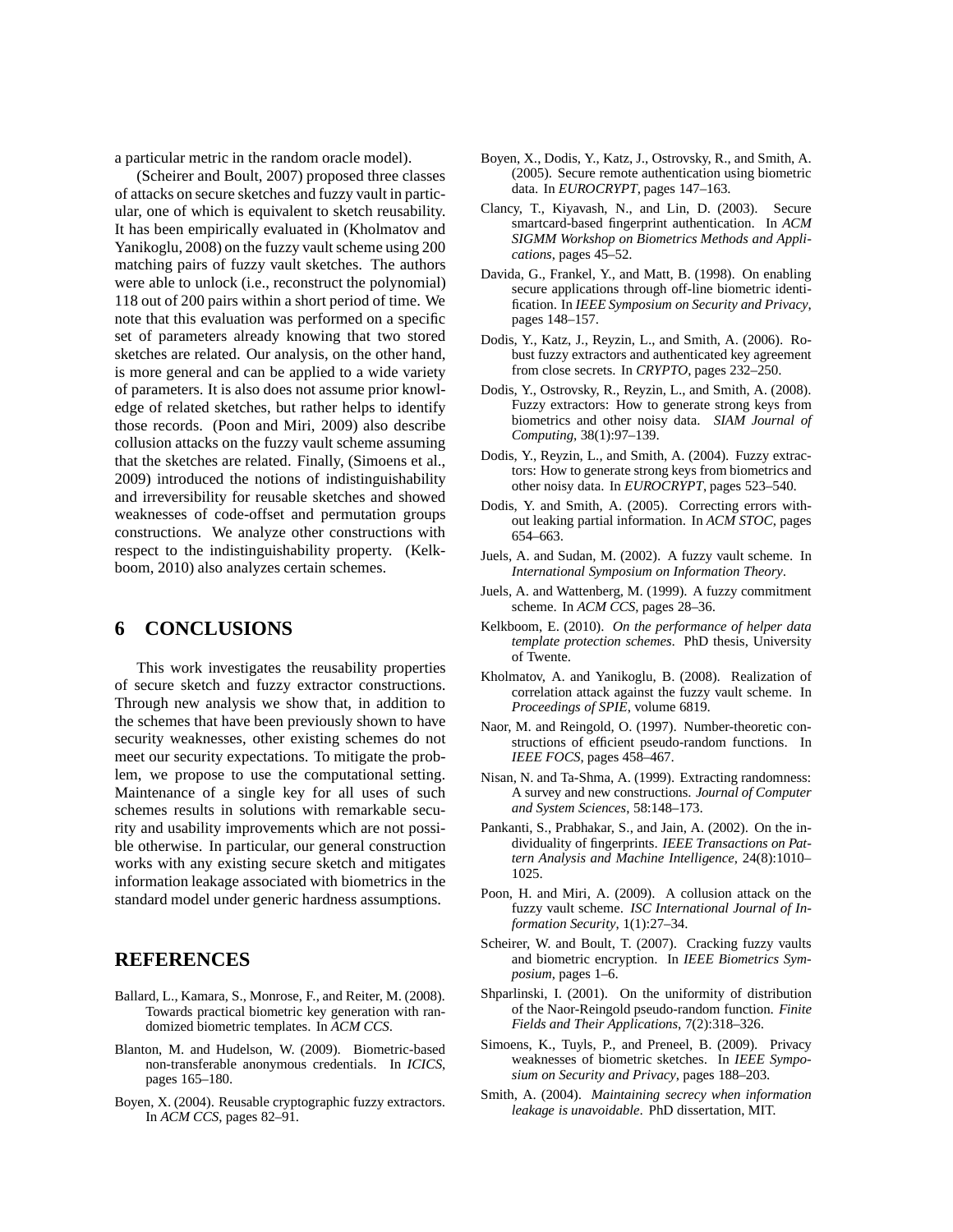a particular metric in the random oracle model).

(Scheirer and Boult, 2007) proposed three classes of attacks on secure sketches and fuzzy vault in particular, one of which is equivalent to sketch reusability. It has been empirically evaluated in (Kholmatov and Yanikoglu, 2008) on the fuzzy vault scheme using 200 matching pairs of fuzzy vault sketches. The authors were able to unlock (i.e., reconstruct the polynomial) 118 out of 200 pairs within a short period of time. We note that this evaluation was performed on a specific set of parameters already knowing that two stored sketches are related. Our analysis, on the other hand, is more general and can be applied to a wide variety of parameters. It is also does not assume prior knowledge of related sketches, but rather helps to identify those records. (Poon and Miri, 2009) also describe collusion attacks on the fuzzy vault scheme assuming that the sketches are related. Finally, (Simoens et al., 2009) introduced the notions of indistinguishability and irreversibility for reusable sketches and showed weaknesses of code-offset and permutation groups constructions. We analyze other constructions with respect to the indistinguishability property. (Kelkboom, 2010) also analyzes certain schemes.

# 6 CONCLUSIONS

This work investigates the reusability properties of secure sketch and fuzzy extractor constructions. Through new analysis we show that, in addition to the schemes that have been previously shown to have security weaknesses, other existing schemes do not meet our security expectations. To mitigate the problem, we propose to use the computational setting. Maintenance of a single key for all uses of such schemes results in solutions with remarkable security and usability improvements which are not possible otherwise. In particular, our general construction works with any existing secure sketch and mitigates information leakage associated with biometrics in the standard model under generic hardness assumptions.

# REFERENCES

Ballard, L., Kamara, S., Monrose, F., and Reiter, M. (2008). Towards practical biometric key generation with randomized biometric templates. In *ACM CCS*.

Blanton, M. and Hudelson, W. (2009). Biometric-based non-transferable anonymous credentials. In *ICICS*, pages 165–180.

Boyen, X. (2004). Reusable cryptographic fuzzy extractors. In *ACM CCS*, pages 82–91.

Boyen, X., Dodis, Y., Katz, J., Ostrovsky, R., and Smith, A. (2005). Secure remote authentication using biometric data. In *EUROCRYPT*, pages 147–163.

Clancy, T., Kiyavash, N., and Lin, D. (2003). Secure smartcard-based fingerprint authentication. In *ACM SIGMM Workshop on Biometrics Methods and Applications*, pages 45–52.

Davida, G., Frankel, Y., and Matt, B. (1998). On enabling secure applications through off-line biometric identification. In *IEEE Symposium on Security and Privacy*, pages 148–157.

Dodis, Y., Katz, J., Reyzin, L., and Smith, A. (2006). Robust fuzzy extractors and authenticated key agreement from close secrets. In *CRYPTO*, pages 232–250.

Dodis, Y., Ostrovsky, R., Reyzin, L., and Smith, A. (2008). Fuzzy extractors: How to generate strong keys from biometrics and other noisy data. *SIAM Journal of Computing*, 38(1):97–139.

Dodis, Y., Reyzin, L., and Smith, A. (2004). Fuzzy extractors: How to generate strong keys from biometrics and other noisy data. In *EUROCRYPT*, pages 523–540.

Dodis, Y. and Smith, A. (2005). Correcting errors without leaking partial information. In *ACM STOC*, pages 654–663.

Juels, A. and Sudan, M. (2002). A fuzzy vault scheme. In *International Symposium on Information Theory*.

Juels, A. and Wattenberg, M. (1999). A fuzzy commitment scheme. In *ACM CCS*, pages 28–36.

Kelkboom, E. (2010). *On the performance of helper data template protection schemes*. PhD thesis, University of Twente.

Kholmatov, A. and Yanikoglu, B. (2008). Realization of correlation attack against the fuzzy vault scheme. In *Proceedings of SPIE*, volume 6819.

Naor, M. and Reingold, O. (1997). Number-theoretic constructions of efficient pseudo-random functions. In *IEEE FOCS*, pages 458–467.

Nisan, N. and Ta-Shma, A. (1999). Extracting randomness: A survey and new constructions. *Journal of Computer and System Sciences*, 58:148–173.

Pankanti, S., Prabhakar, S., and Jain, A. (2002). On the individuality of fingerprints. *IEEE Transactions on Pattern Analysis and Machine Intelligence*, 24(8):1010–1025.

Poon, H. and Miri, A. (2009). A collusion attack on the fuzzy vault scheme. *ISC International Journal of Information Security*, 1(1):27–34.

Scheirer, W. and Boult, T. (2007). Cracking fuzzy vaults and biometric encryption. In *IEEE Biometrics Symposium*, pages 1–6.

Shparlinski, I. (2001). On the uniformity of distribution of the Naor-Reingold pseudo-random function. *Finite Fields and Their Applications*, 7(2):318–326.

Simoens, K., Tuyls, P., and Preneel, B. (2009). Privacy weaknesses of biometric sketches. In *IEEE Symposium on Security and Privacy*, pages 188–203.

Smith, A. (2004). *Maintaining secrecy when information leakage is unavoidable*. PhD dissertation, MIT.